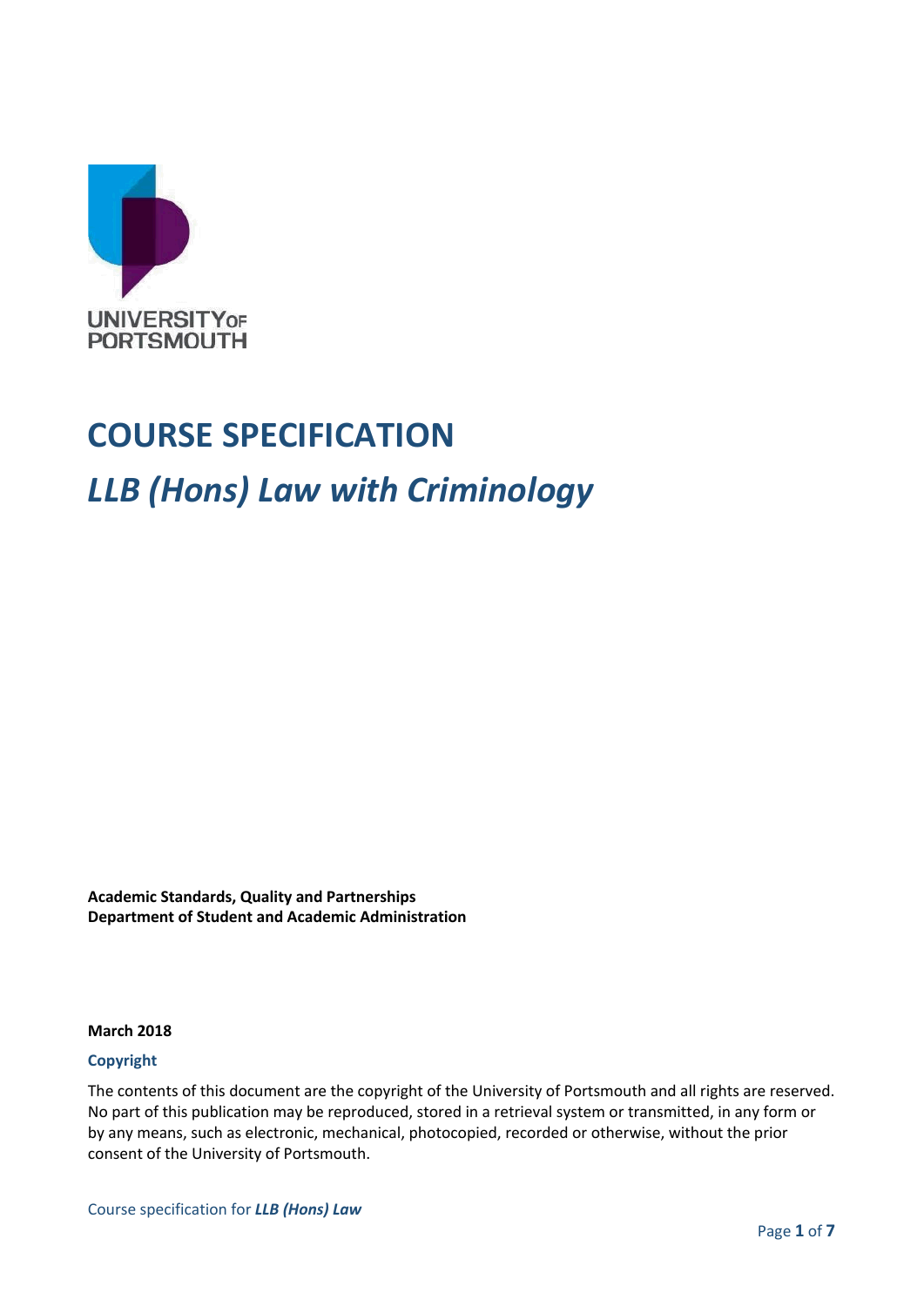UNIVERSITY OF PORTSMOUTH

# COURSE SPECIFICATION

## *LLB (Hons) Law with Criminology*

**Academic Standards, Quality and Partnerships**
**Department of Student and Academic Administration**

**March 2018**

### Copyright

The contents of this document are the copyright of the University of Portsmouth and all rights are reserved. No part of this publication may be reproduced, stored in a retrieval system or transmitted, in any form or by any means, such as electronic, mechanical, photocopied, recorded or otherwise, without the prior consent of the University of Portsmouth.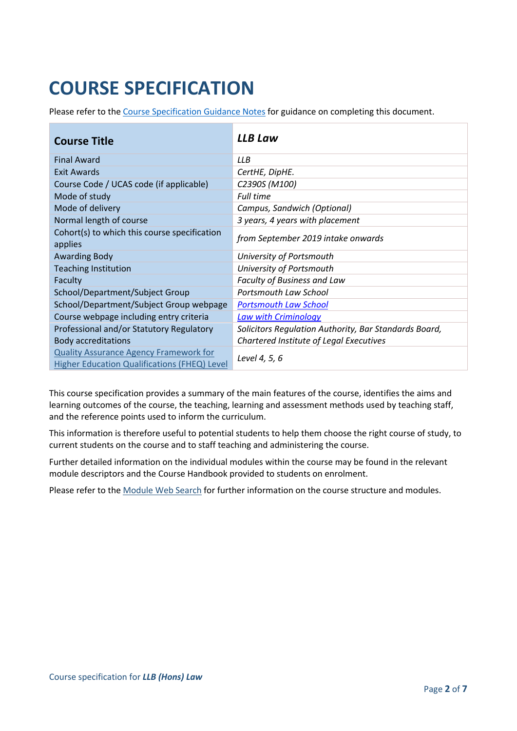# COURSE SPECIFICATION

Please refer to the Course Specification Guidance Notes for guidance on completing this document.

| Course Title | *LLB Law* |
|---|---|
| Final Award | *LLB* |
| Exit Awards | *CertHE, DipHE.* |
| Course Code / UCAS code (if applicable) | *C2390S (M100)* |
| Mode of study | *Full time* |
| Mode of delivery | *Campus, Sandwich (Optional)* |
| Normal length of course | *3 years, 4 years with placement* |
| Cohort(s) to which this course specification applies | *from September 2019 intake onwards* |
| Awarding Body | *University of Portsmouth* |
| Teaching Institution | *University of Portsmouth* |
| Faculty | *Faculty of Business and Law* |
| School/Department/Subject Group | *Portsmouth Law School* |
| School/Department/Subject Group webpage | *Portsmouth Law School* |
| Course webpage including entry criteria | *Law with Criminology* |
| Professional and/or Statutory Regulatory Body accreditations | *Solicitors Regulation Authority, Bar Standards Board, Chartered Institute of Legal Executives* |
| Quality Assurance Agency Framework for Higher Education Qualifications (FHEQ) Level | *Level 4, 5, 6* |

This course specification provides a summary of the main features of the course, identifies the aims and learning outcomes of the course, the teaching, learning and assessment methods used by teaching staff, and the reference points used to inform the curriculum.

This information is therefore useful to potential students to help them choose the right course of study, to current students on the course and to staff teaching and administering the course.

Further detailed information on the individual modules within the course may be found in the relevant module descriptors and the Course Handbook provided to students on enrolment.

Please refer to the Module Web Search for further information on the course structure and modules.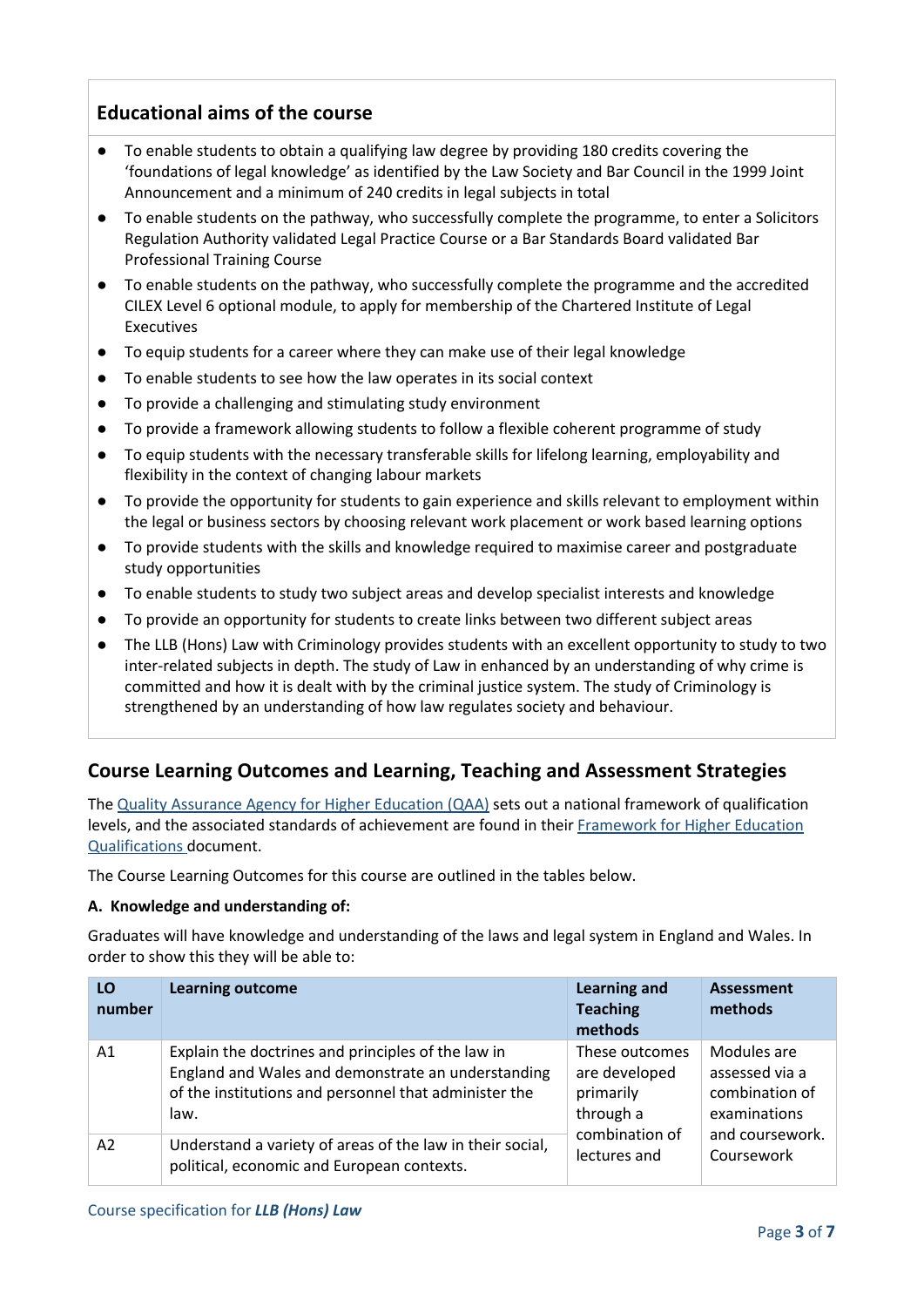## Educational aims of the course

- To enable students to obtain a qualifying law degree by providing 180 credits covering the 'foundations of legal knowledge' as identified by the Law Society and Bar Council in the 1999 Joint Announcement and a minimum of 240 credits in legal subjects in total
- To enable students on the pathway, who successfully complete the programme, to enter a Solicitors Regulation Authority validated Legal Practice Course or a Bar Standards Board validated Bar Professional Training Course
- To enable students on the pathway, who successfully complete the programme and the accredited CILEX Level 6 optional module, to apply for membership of the Chartered Institute of Legal Executives
- To equip students for a career where they can make use of their legal knowledge
- To enable students to see how the law operates in its social context
- To provide a challenging and stimulating study environment
- To provide a framework allowing students to follow a flexible coherent programme of study
- To equip students with the necessary transferable skills for lifelong learning, employability and flexibility in the context of changing labour markets
- To provide the opportunity for students to gain experience and skills relevant to employment within the legal or business sectors by choosing relevant work placement or work based learning options
- To provide students with the skills and knowledge required to maximise career and postgraduate study opportunities
- To enable students to study two subject areas and develop specialist interests and knowledge
- To provide an opportunity for students to create links between two different subject areas
- The LLB (Hons) Law with Criminology provides students with an excellent opportunity to study to two inter-related subjects in depth. The study of Law in enhanced by an understanding of why crime is committed and how it is dealt with by the criminal justice system. The study of Criminology is strengthened by an understanding of how law regulates society and behaviour.

## Course Learning Outcomes and Learning, Teaching and Assessment Strategies

The Quality Assurance Agency for Higher Education (QAA) sets out a national framework of qualification levels, and the associated standards of achievement are found in their Framework for Higher Education Qualifications document.

The Course Learning Outcomes for this course are outlined in the tables below.

**A. Knowledge and understanding of:**

Graduates will have knowledge and understanding of the laws and legal system in England and Wales. In order to show this they will be able to:

| LO number | Learning outcome | Learning and Teaching methods | Assessment methods |
|---|---|---|---|
| A1 | Explain the doctrines and principles of the law in England and Wales and demonstrate an understanding of the institutions and personnel that administer the law. | These outcomes are developed primarily through a combination of lectures and | Modules are assessed via a combination of examinations and coursework. Coursework |
| A2 | Understand a variety of areas of the law in their social, political, economic and European contexts. | | |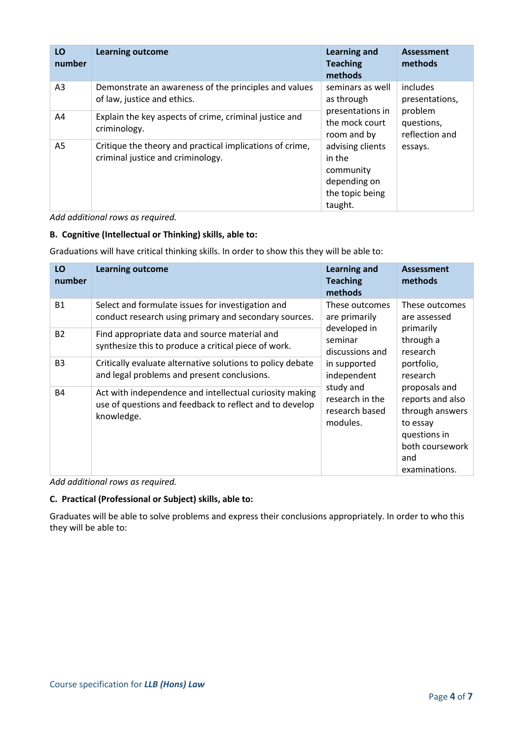| LO number | Learning outcome | Learning and Teaching methods | Assessment methods |
|---|---|---|---|
| A3 | Demonstrate an awareness of the principles and values of law, justice and ethics. | seminars as well as through presentations in the mock court room and by advising clients in the community depending on the topic being taught. | includes presentations, problem questions, reflection and essays. |
| A4 | Explain the key aspects of crime, criminal justice and criminology. | | |
| A5 | Critique the theory and practical implications of crime, criminal justice and criminology. | | |

*Add additional rows as required.*

**B. Cognitive (Intellectual or Thinking) skills, able to:**

Graduations will have critical thinking skills. In order to show this they will be able to:

| LO number | Learning outcome | Learning and Teaching methods | Assessment methods |
|---|---|---|---|
| B1 | Select and formulate issues for investigation and conduct research using primary and secondary sources. | These outcomes are primarily developed in seminar discussions and in supported independent study and research in the research based modules. | These outcomes are assessed primarily through a research portfolio, research proposals and reports and also through answers to essay questions in both coursework and examinations. |
| B2 | Find appropriate data and source material and synthesize this to produce a critical piece of work. | | |
| B3 | Critically evaluate alternative solutions to policy debate and legal problems and present conclusions. | | |
| B4 | Act with independence and intellectual curiosity making use of questions and feedback to reflect and to develop knowledge. | | |

*Add additional rows as required.*

**C. Practical (Professional or Subject) skills, able to:**

Graduates will be able to solve problems and express their conclusions appropriately. In order to who this they will be able to: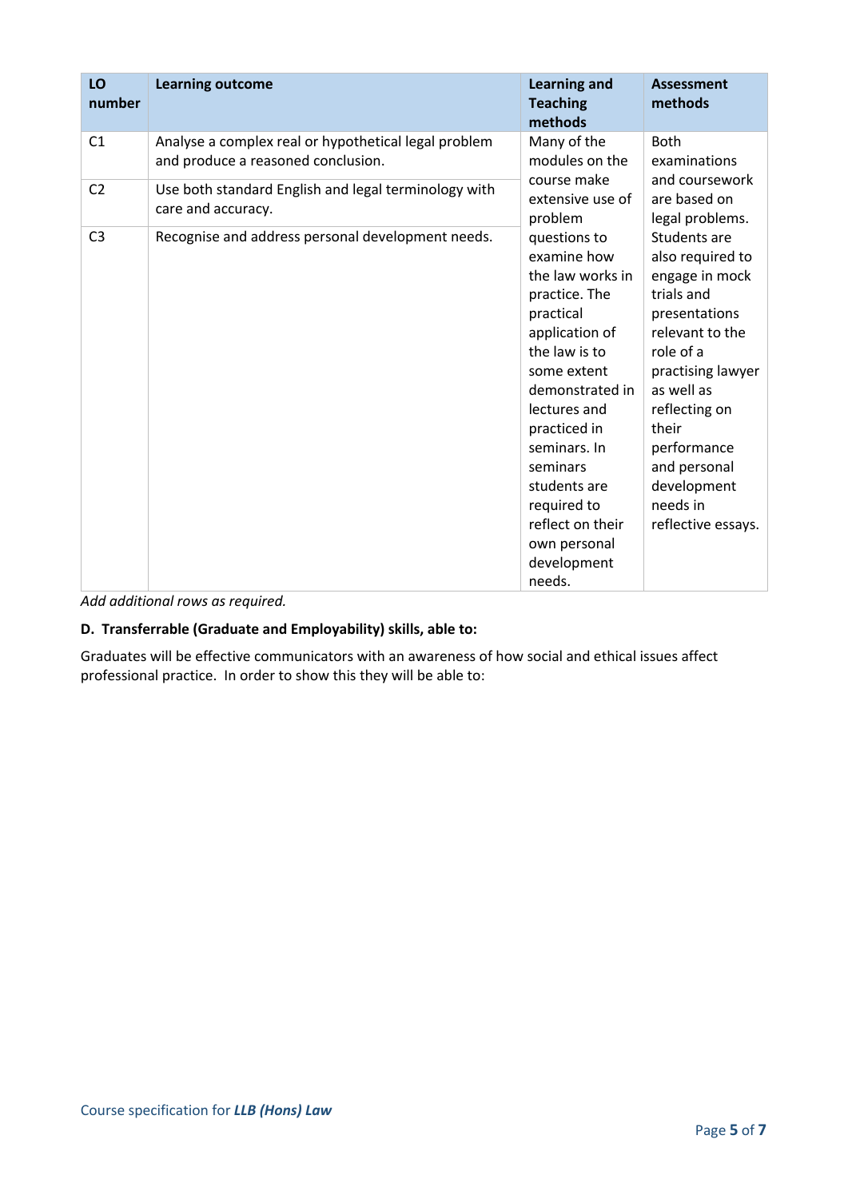| LO number | Learning outcome | Learning and Teaching methods | Assessment methods |
|---|---|---|---|
| C1 | Analyse a complex real or hypothetical legal problem and produce a reasoned conclusion. | Many of the modules on the course make extensive use of problem questions to examine how the law works in practice. The practical application of the law is to some extent demonstrated in lectures and practiced in seminars. In seminars students are required to reflect on their own personal development needs. | Both examinations and coursework are based on legal problems. Students are also required to engage in mock trials and presentations relevant to the role of a practising lawyer as well as reflecting on their performance and personal development needs in reflective essays. |
| C2 | Use both standard English and legal terminology with care and accuracy. | | |
| C3 | Recognise and address personal development needs. | | |

*Add additional rows as required.*

**D. Transferrable (Graduate and Employability) skills, able to:**

Graduates will be effective communicators with an awareness of how social and ethical issues affect professional practice. In order to show this they will be able to: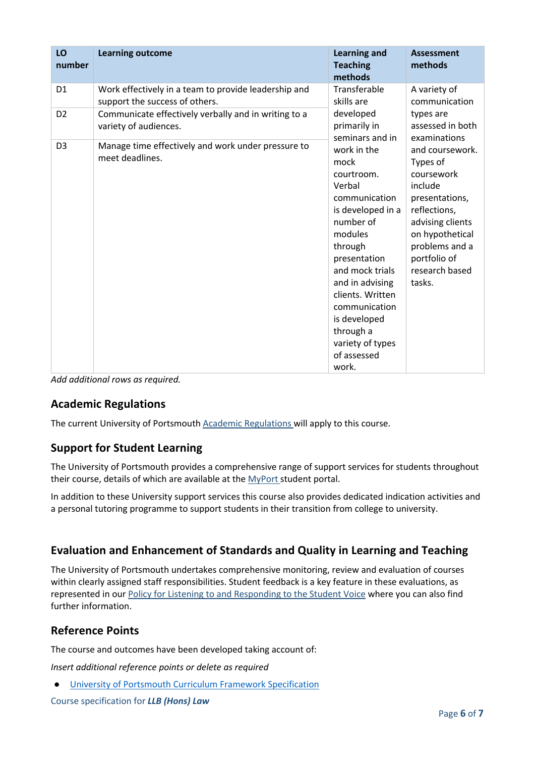| LO number | Learning outcome | Learning and Teaching methods | Assessment methods |
|---|---|---|---|
| D1 | Work effectively in a team to provide leadership and support the success of others. | Transferable skills are developed primarily in seminars and in work in the mock courtroom. Verbal communication is developed in a number of modules through presentation and mock trials and in advising clients. Written communication is developed through a variety of types of assessed work. | A variety of communication types are assessed in both examinations and coursework. Types of coursework include presentations, reflections, advising clients on hypothetical problems and a portfolio of research based tasks. |
| D2 | Communicate effectively verbally and in writing to a variety of audiences. | | |
| D3 | Manage time effectively and work under pressure to meet deadlines. | | |

*Add additional rows as required.*

## Academic Regulations

The current University of Portsmouth Academic Regulations will apply to this course.

## Support for Student Learning

The University of Portsmouth provides a comprehensive range of support services for students throughout their course, details of which are available at the MyPort student portal.

In addition to these University support services this course also provides dedicated indication activities and a personal tutoring programme to support students in their transition from college to university.

## Evaluation and Enhancement of Standards and Quality in Learning and Teaching

The University of Portsmouth undertakes comprehensive monitoring, review and evaluation of courses within clearly assigned staff responsibilities. Student feedback is a key feature in these evaluations, as represented in our Policy for Listening to and Responding to the Student Voice where you can also find further information.

## Reference Points

The course and outcomes have been developed taking account of:

*Insert additional reference points or delete as required*

- University of Portsmouth Curriculum Framework Specification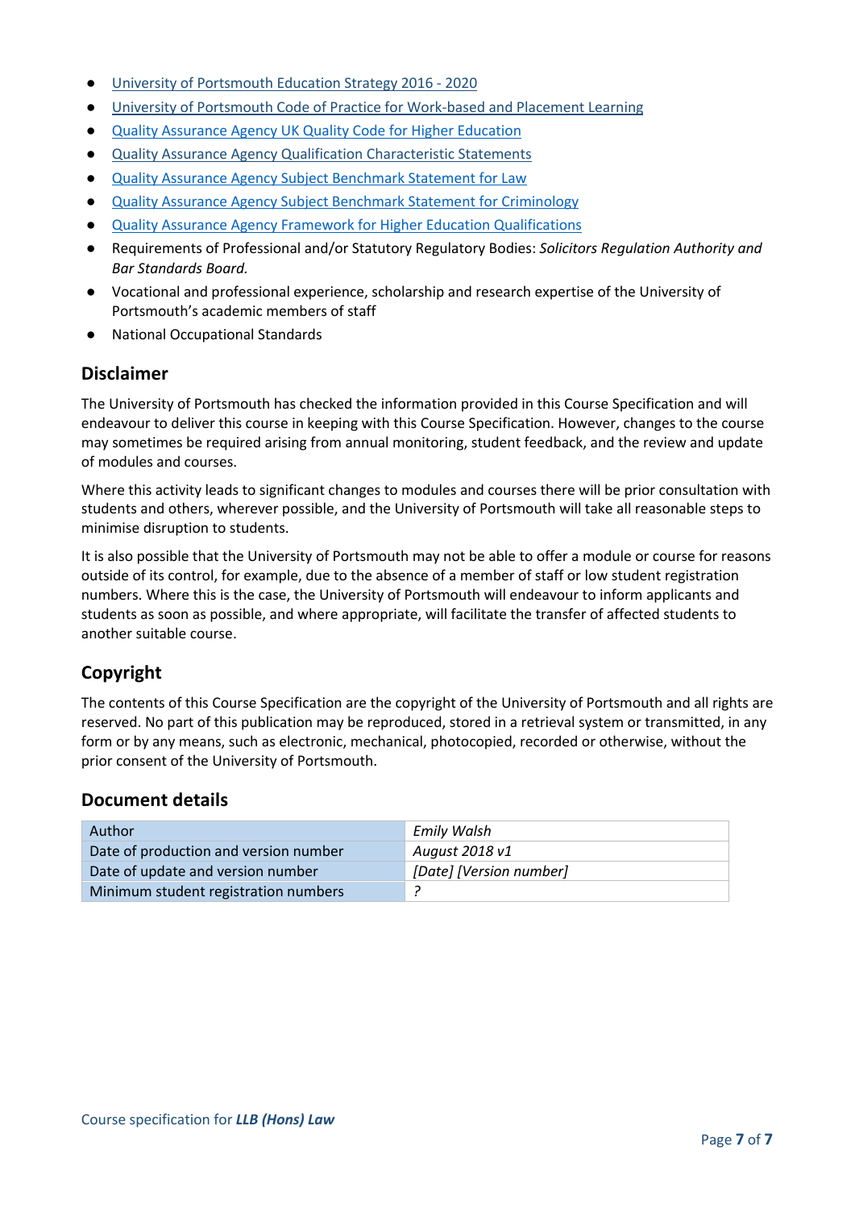- [University of Portsmouth Education Strategy 2016 - 2020]
- [University of Portsmouth Code of Practice for Work-based and Placement Learning]
- [Quality Assurance Agency UK Quality Code for Higher Education]
- [Quality Assurance Agency Qualification Characteristic Statements]
- [Quality Assurance Agency Subject Benchmark Statement for Law]
- [Quality Assurance Agency Subject Benchmark Statement for Criminology]
- [Quality Assurance Agency Framework for Higher Education Qualifications]
- Requirements of Professional and/or Statutory Regulatory Bodies: *Solicitors Regulation Authority and Bar Standards Board.*
- Vocational and professional experience, scholarship and research expertise of the University of Portsmouth's academic members of staff
- National Occupational Standards

## Disclaimer

The University of Portsmouth has checked the information provided in this Course Specification and will endeavour to deliver this course in keeping with this Course Specification. However, changes to the course may sometimes be required arising from annual monitoring, student feedback, and the review and update of modules and courses.

Where this activity leads to significant changes to modules and courses there will be prior consultation with students and others, wherever possible, and the University of Portsmouth will take all reasonable steps to minimise disruption to students.

It is also possible that the University of Portsmouth may not be able to offer a module or course for reasons outside of its control, for example, due to the absence of a member of staff or low student registration numbers. Where this is the case, the University of Portsmouth will endeavour to inform applicants and students as soon as possible, and where appropriate, will facilitate the transfer of affected students to another suitable course.

## Copyright

The contents of this Course Specification are the copyright of the University of Portsmouth and all rights are reserved. No part of this publication may be reproduced, stored in a retrieval system or transmitted, in any form or by any means, such as electronic, mechanical, photocopied, recorded or otherwise, without the prior consent of the University of Portsmouth.

## Document details

| | |
|---|---|
| Author | *Emily Walsh* |
| Date of production and version number | *August 2018 v1* |
| Date of update and version number | *[Date] [Version number]* |
| Minimum student registration numbers | *?* |